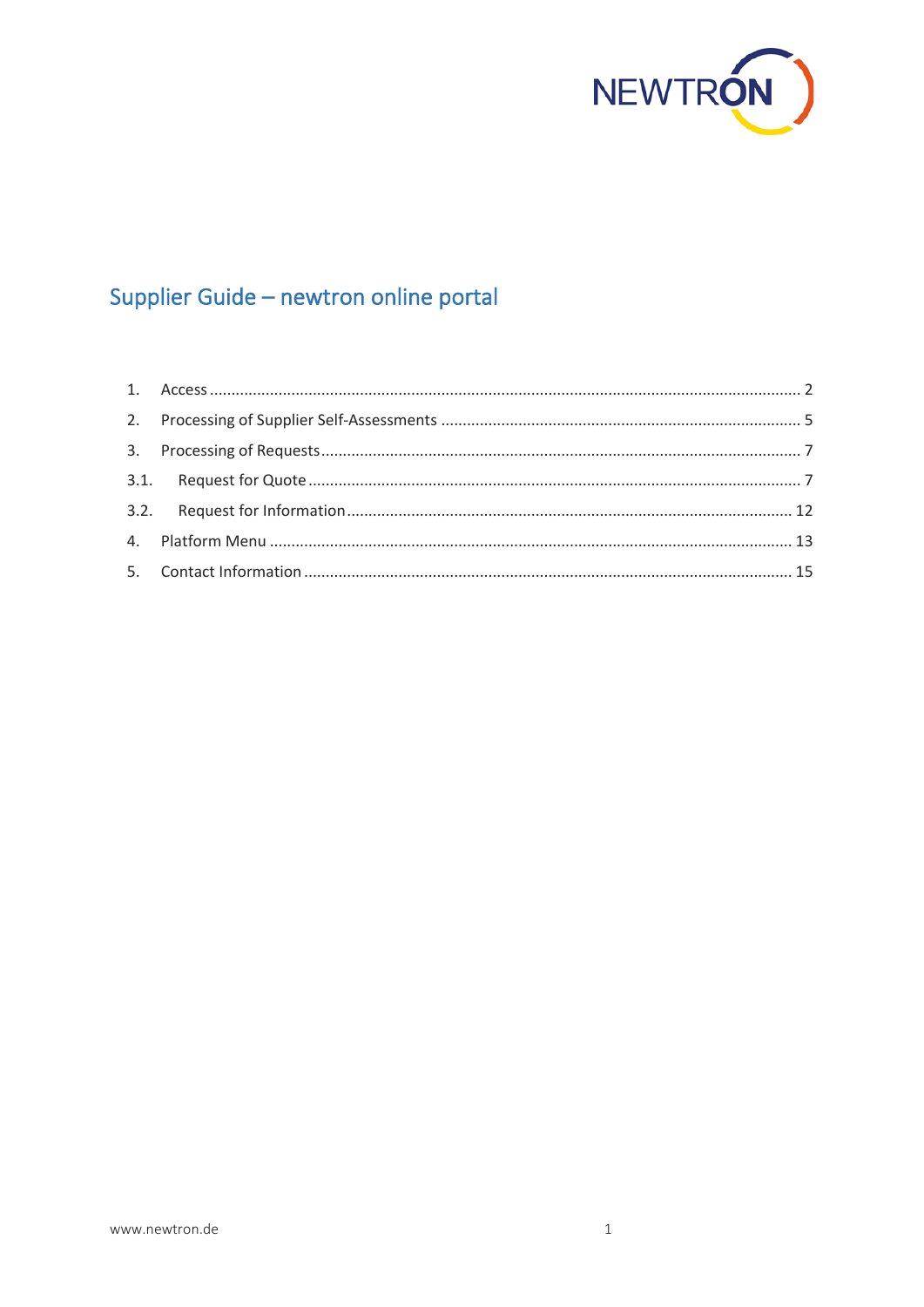NEWTRON

# Supplier Guide – newtron online portal

1. Access ........................................................ 2
2. Processing of Supplier Self-Assessments ........................................................ 5
3. Processing of Requests ........................................................ 7
   - 3.1. Request for Quote ........................................................ 7
   - 3.2. Request for Information ........................................................ 12
4. Platform Menu ........................................................ 13
5. Contact Information ........................................................ 15

www.newtron.de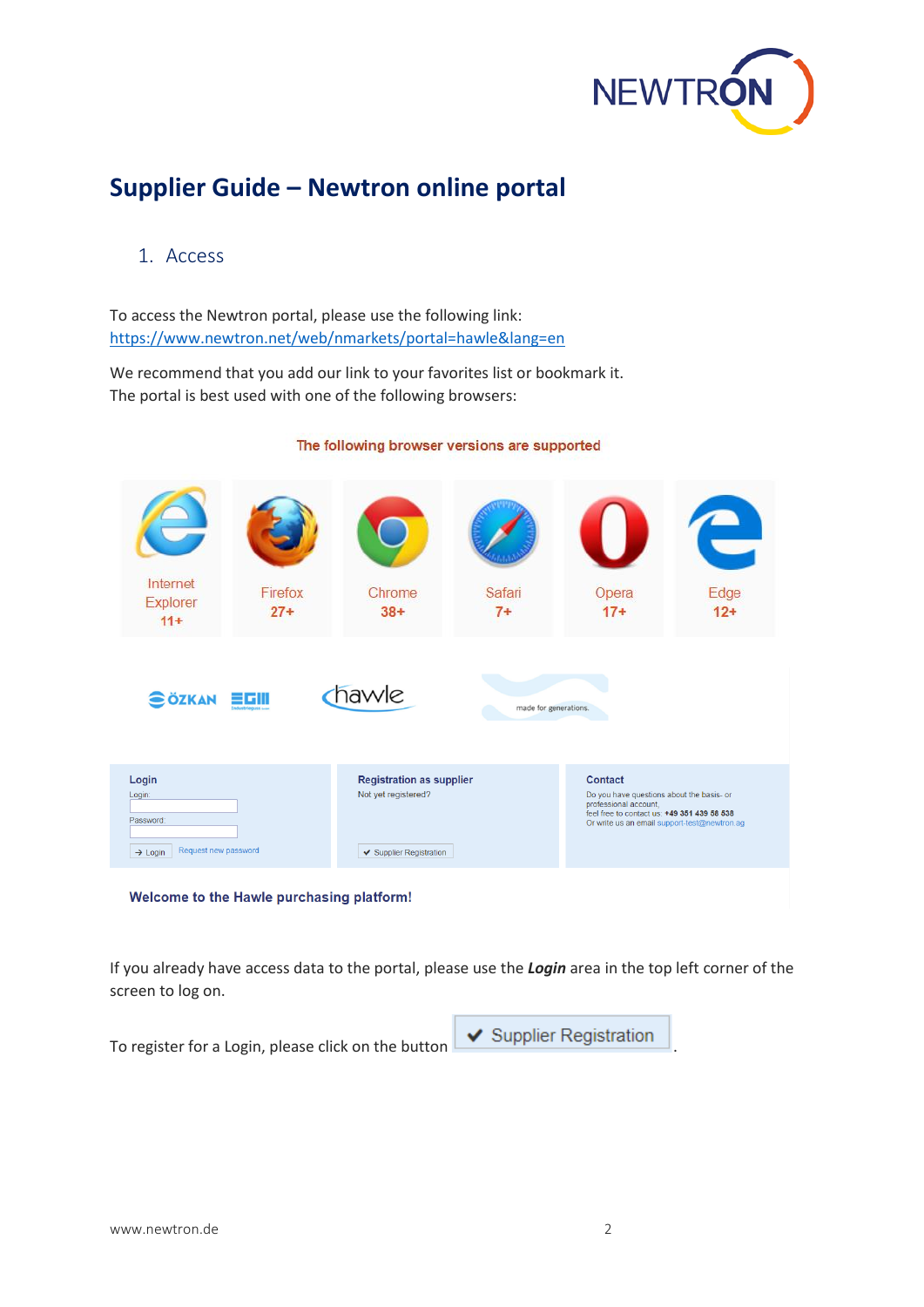# Supplier Guide – Newtron online portal

## 1. Access

To access the Newtron portal, please use the following link:
https://www.newtron.net/web/nmarkets/portal=hawle&lang=en

We recommend that you add our link to your favorites list or bookmark it.
The portal is best used with one of the following browsers:

The following browser versions are supported

| Internet Explorer | Firefox | Chrome | Safari | Opera | Edge |
|---|---|---|---|---|---|
| 11+ | 27+ | 38+ | 7+ | 17+ | 12+ |

**Login**
Login:
Password:
→ Login Request new password

**Registration as supplier**
Not yet registered?
✔ Supplier Registration

**Contact**
Do you have questions about the basis- or professional account,
feel free to contact us: +49 351 439 58 538
Or write us an email support-test@newtron.ag

**Welcome to the Hawle purchasing platform!**

If you already have access data to the portal, please use the ***Login*** area in the top left corner of the screen to log on.

To register for a Login, please click on the button ✔ Supplier Registration .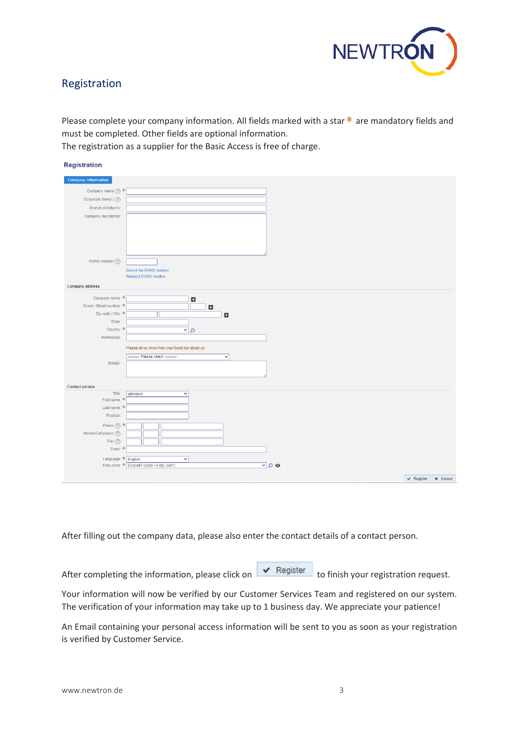## Registration

Please complete your company information. All fields marked with a star * are mandatory fields and must be completed. Other fields are optional information.
The registration as a supplier for the Basic Access is free of charge.

**Registration**

Company information

- Company name: *
- Corporate form(s):
- Branch of industry:
- Company description:
- DUNS number:
- Search for DUNS number
- Request DUNS number

Company address

- Company name: *
- Street / Street number: *
- Zip code / City: *
- State:
- Country: *
- Homepage:
- Please let us know how you found out about us:
- —— Please select ——
- Details:

Contact person

- Title: unknown
- First name: *
- Last name: *
- Position:
- Phone: *
- Mobile/Cell phone:
- Fax:
- Email: *
- Language: * English
- Time zone: * Etc/GMT (GMT +0:00; GMT)

✔ Register ✖ Cancel

After filling out the company data, please also enter the contact details of a contact person.

After completing the information, please click on ✔ Register to finish your registration request.

Your information will now be verified by our Customer Services Team and registered on our system. The verification of your information may take up to 1 business day. We appreciate your patience!

An Email containing your personal access information will be sent to you as soon as your registration is verified by Customer Service.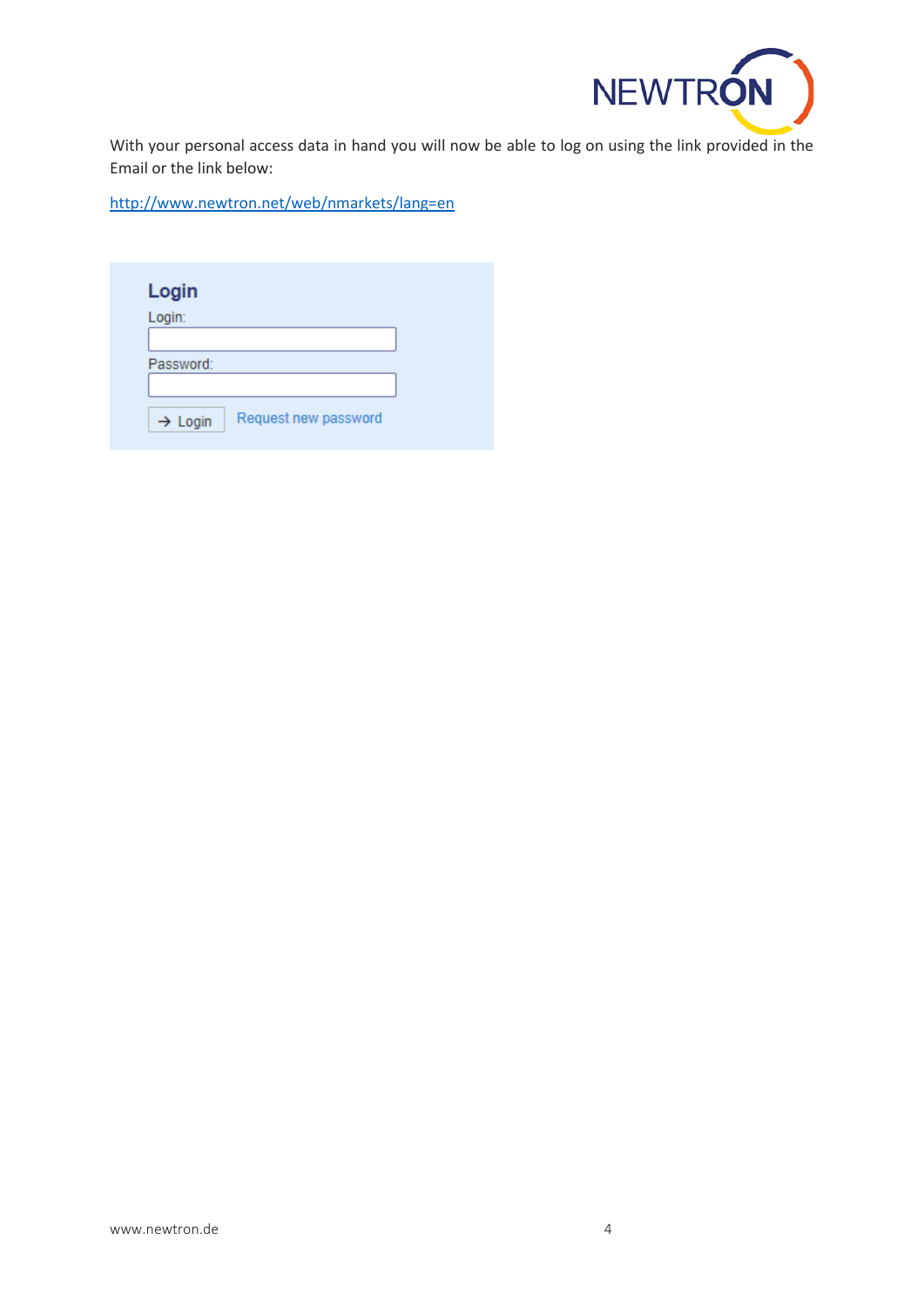With your personal access data in hand you will now be able to log on using the link provided in the Email or the link below:

http://www.newtron.net/web/nmarkets/lang=en

**Login**

Login:

Password:

→ Login   Request new password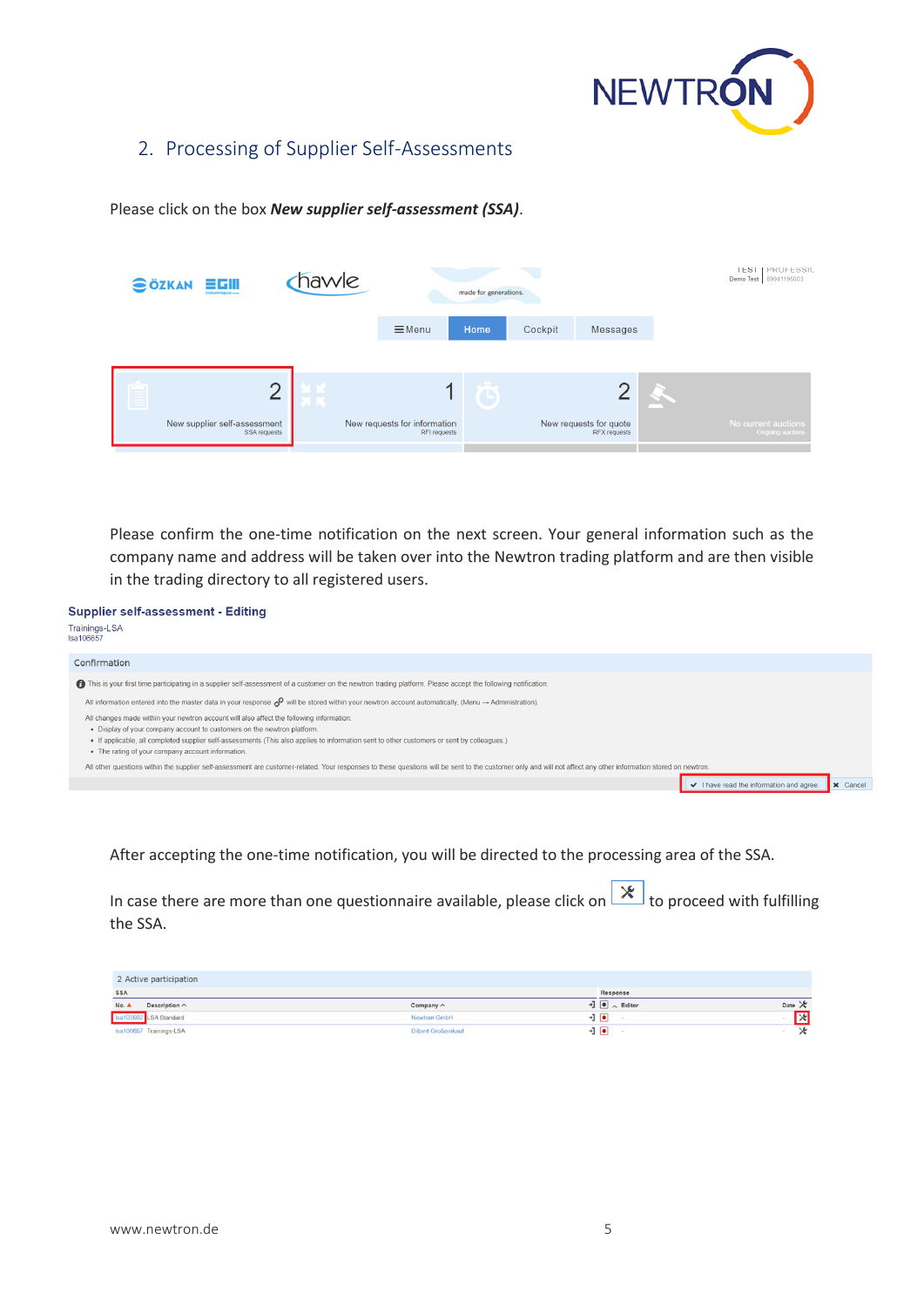## 2. Processing of Supplier Self-Assessments

Please click on the box ***New supplier self-assessment (SSA)***.

Please confirm the one-time notification on the next screen. Your general information such as the company name and address will be taken over into the Newtron trading platform and are then visible in the trading directory to all registered users.

After accepting the one-time notification, you will be directed to the processing area of the SSA.

In case there are more than one questionnaire available, please click on [icon] to proceed with fulfilling the SSA.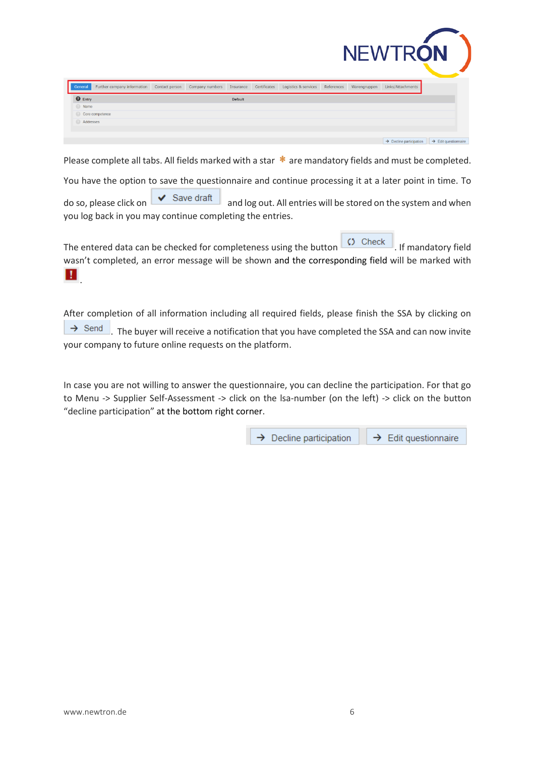Please complete all tabs. All fields marked with a star * are mandatory fields and must be completed.

You have the option to save the questionnaire and continue processing it at a later point in time. To do so, please click on ✔ Save draft and log out. All entries will be stored on the system and when you log back in you may continue completing the entries.

The entered data can be checked for completeness using the button ⟲ Check. If mandatory field wasn't completed, an error message will be shown and the corresponding field will be marked with ! .

After completion of all information including all required fields, please finish the SSA by clicking on → Send. The buyer will receive a notification that you have completed the SSA and can now invite your company to future online requests on the platform.

In case you are not willing to answer the questionnaire, you can decline the participation. For that go to Menu -> Supplier Self-Assessment -> click on the lsa-number (on the left) -> click on the button "decline participation" at the bottom right corner.

→ Decline participation → Edit questionnaire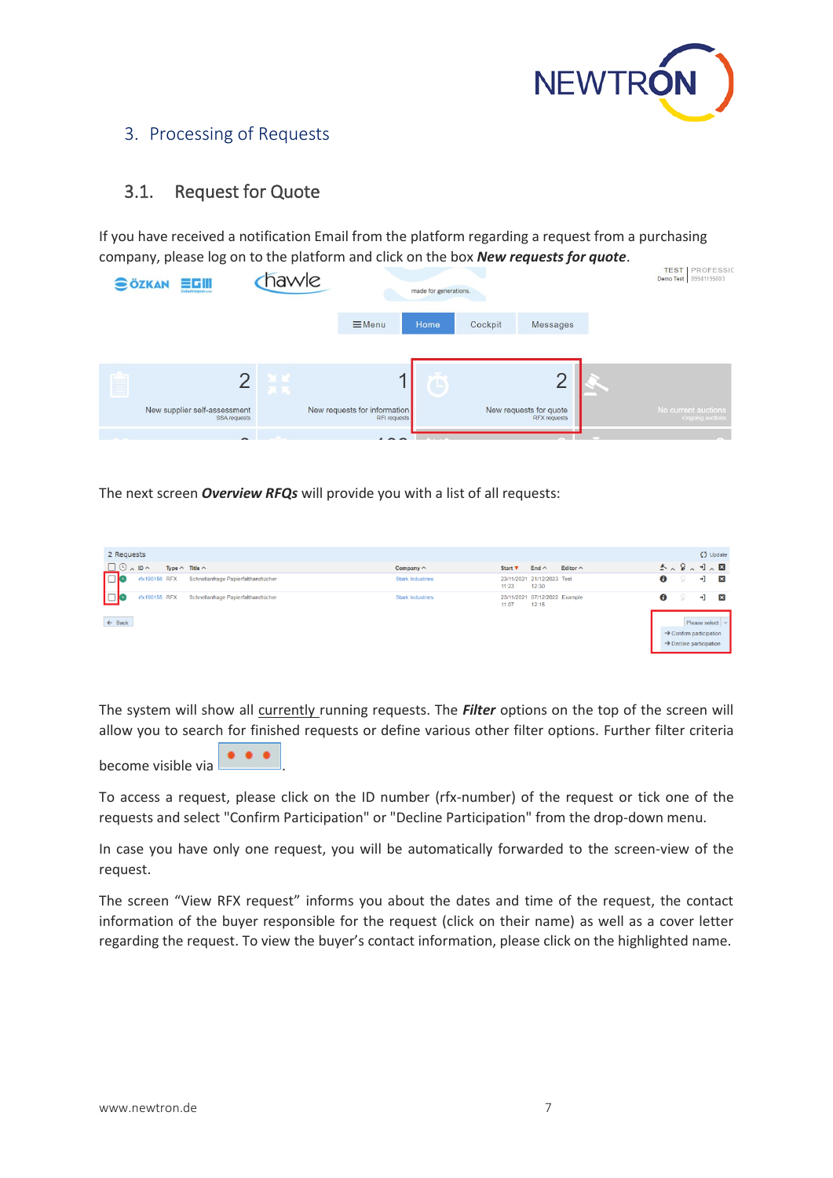## 3. Processing of Requests

### 3.1. Request for Quote

If you have received a notification Email from the platform regarding a request from a purchasing company, please log on to the platform and click on the box ***New requests for quote***.

The next screen ***Overview RFQs*** will provide you with a list of all requests:

The system will show all currently running requests. The ***Filter*** options on the top of the screen will allow you to search for finished requests or define various other filter options. Further filter criteria become visible via .

To access a request, please click on the ID number (rfx-number) of the request or tick one of the requests and select "Confirm Participation" or "Decline Participation" from the drop-down menu.

In case you have only one request, you will be automatically forwarded to the screen-view of the request.

The screen "View RFX request" informs you about the dates and time of the request, the contact information of the buyer responsible for the request (click on their name) as well as a cover letter regarding the request. To view the buyer's contact information, please click on the highlighted name.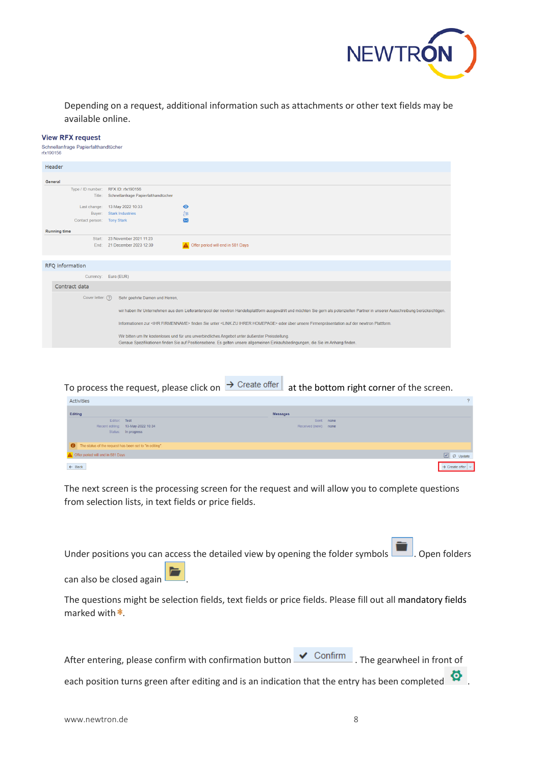Depending on a request, additional information such as attachments or other text fields may be available online.

**View RFX request**
Schnellanfrage Papierfalthandtücher
rfx190156

Header

General

Type / ID number: RFX ID: rfx190156
Title: Schnellanfrage Papierfalthandtücher

Last change: 13 May 2022 10:33
Buyer: Stark Industries
Contact person: Tony Stark

Running time

Start: 23 November 2021 11:23
End: 21 December 2023 12:30 — Offer period will end in 581 Days

RFQ information

Currency: Euro (EUR)

Contract data

Cover letter: Sehr geehrte Damen und Herren,

wir haben Ihr Unternehmen aus dem Lieferantenpool der newtron Handelsplattform ausgewählt und möchten Sie gern als potenziellen Partner in unserer Ausschreibung berücksichtigen.

Informationen zur <IHR FIRMENNAME> finden Sie unter <LINK ZU IHRER HOMEPAGE> oder über unsere Firmenpräsentation auf der newtron Plattform.

Wir bitten um Ihr kostenloses und für uns unverbindliches Angebot unter äußerster Preisstellung.
Genaue Spezifikationen finden Sie auf Positionsebene. Es gelten unsere allgemeinen Einkaufsbedingungen, die Sie im Anhang finden.

To process the request, please click on **→ Create offer** at the bottom right corner of the screen.

Activities

Editing — Editor: Test; Recent editing: 13-May-2022 10:34; Status: In progress

Messages — Sent: none; Received (new): none

The status of the request has been set to "in editing".

Offer period will end in 581 Days

Update

← Back

→ Create offer

The next screen is the processing screen for the request and will allow you to complete questions from selection lists, in text fields or price fields.

Under positions you can access the detailed view by opening the folder symbols. Open folders can also be closed again.

The questions might be selection fields, text fields or price fields. Please fill out all mandatory fields marked with *.

After entering, please confirm with confirmation button **✔ Confirm**. The gearwheel in front of each position turns green after editing and is an indication that the entry has been completed.

www.newtron.de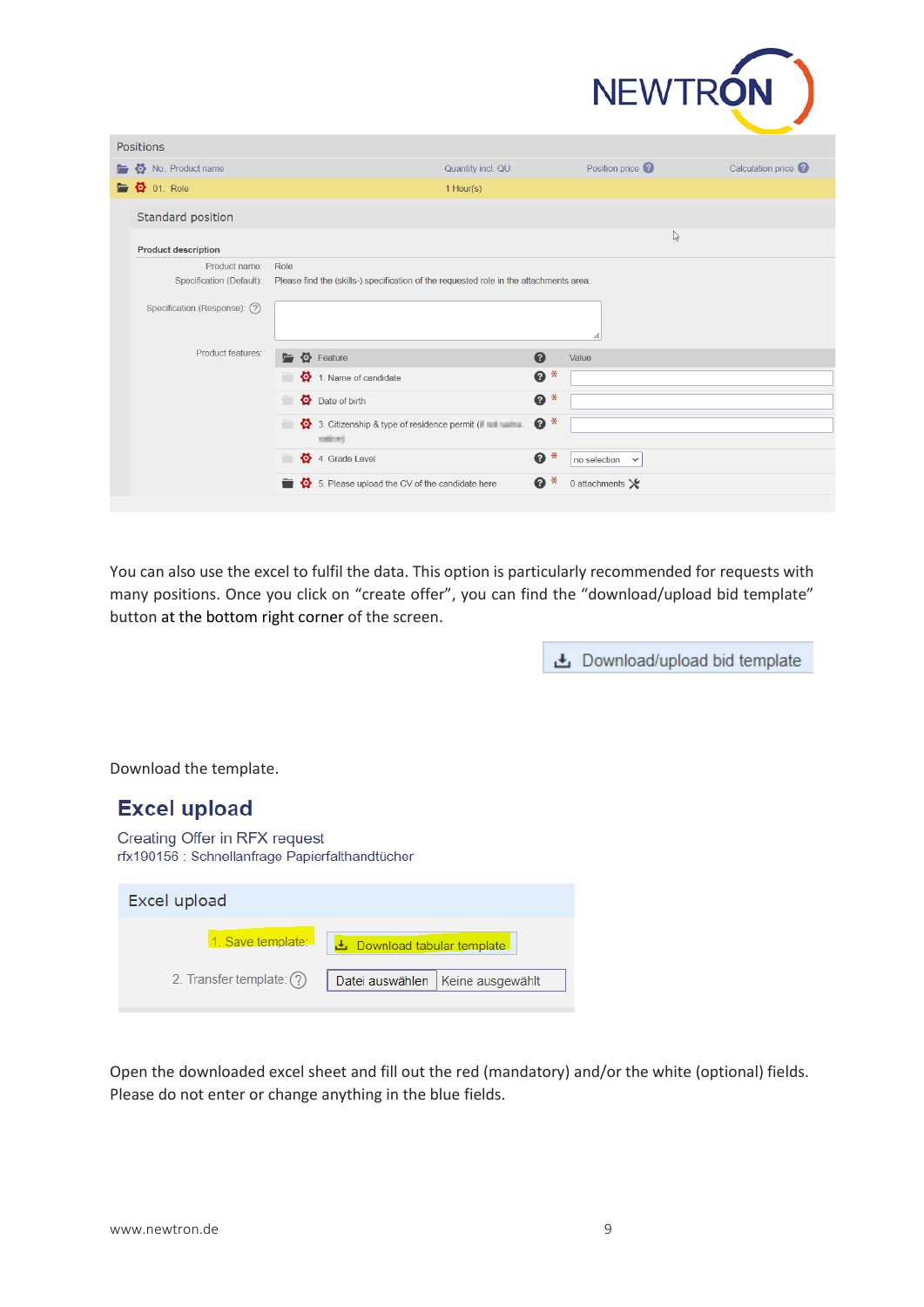Positions

| No. Product name | Quantity incl. QU | Position price | Calculation price |
| --- | --- | --- | --- |
| 01. Role | 1 Hour(s) | | |

Standard position

**Product description**

Product name: Role

Specification (Default): Please find the (skills-) specification of the requested role in the attachments area.

Specification (Response):

Product features:

| Feature | | Value |
| --- | --- | --- |
| 1. Name of candidate | * | |
| Date of birth | * | |
| 3. Citizenship & type of residence permit | * | |
| 4. Grade Level | * | no selection |
| 5. Please upload the CV of the candidate here | * | 0 attachments |

You can also use the excel to fulfil the data. This option is particularly recommended for requests with many positions. Once you click on "create offer", you can find the "download/upload bid template" button at the bottom right corner of the screen.

Download/upload bid template

Download the template.

## Excel upload

Creating Offer in RFX request

rfx190156 : Schnellanfrage Papierfalthandtücher

Excel upload

1. Save template: Download tabular template

2. Transfer template: Datei auswählen Keine ausgewählt

Open the downloaded excel sheet and fill out the red (mandatory) and/or the white (optional) fields. Please do not enter or change anything in the blue fields.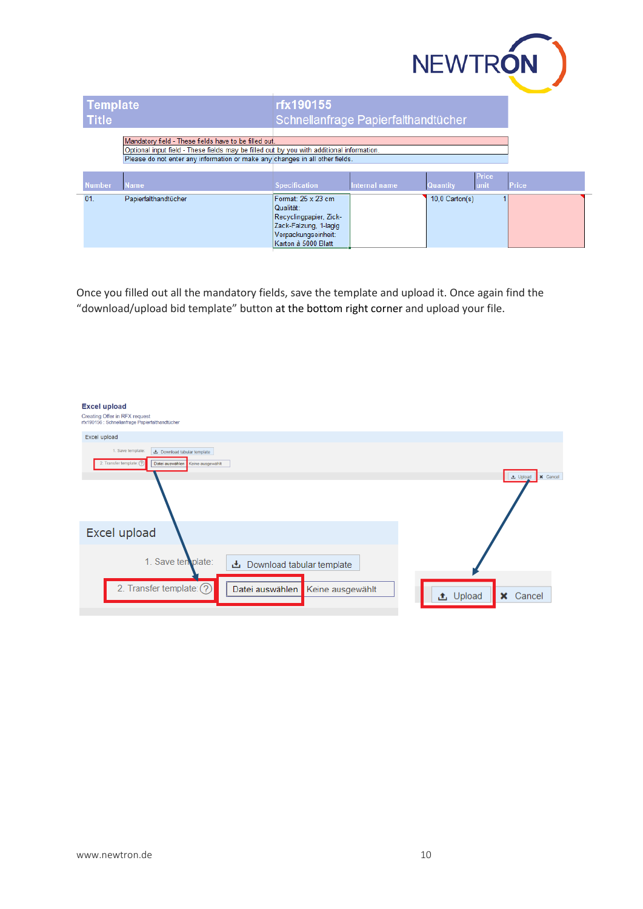| Template Title | rfx190155 Schnellanfrage Papierfalthandtücher |
| --- | --- |

Mandatory field - These fields have to be filled out.
Optional input field - These fields may be filled out by you with additional information.
Please do not enter any information or make any changes in all other fields.

| Number | Name | Specification | Internal name | Quantity | Price unit | Price |
| --- | --- | --- | --- | --- | --- | --- |
| 01. | Papierfalthandtücher | Format: 25 x 23 cm Qualität: Recyclingpapier, Zick-Zack-Falzung, 1-lagig Verpackungseinheit: Karton à 5000 Blatt | | 10,0 Carton(s) | 1 | |

Once you filled out all the mandatory fields, save the template and upload it. Once again find the “download/upload bid template” button at the bottom right corner and upload your file.

**Excel upload**

Creating Offer in RFX request
rfx190156 : Schnellanfrage Papierfalthandtücher

Excel upload

1. Save template: Download tabular template

2. Transfer template ? Datei auswählen Keine ausgewählt

Upload Cancel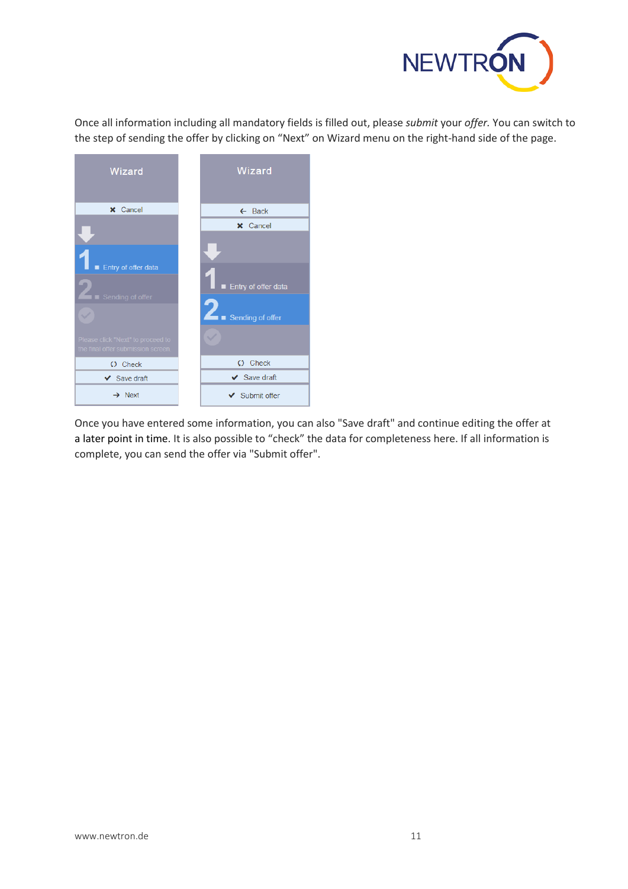Once all information including all mandatory fields is filled out, please *submit* your *offer*. You can switch to the step of sending the offer by clicking on “Next” on Wizard menu on the right-hand side of the page.

Once you have entered some information, you can also "Save draft" and continue editing the offer at a later point in time. It is also possible to “check” the data for completeness here. If all information is complete, you can send the offer via "Submit offer".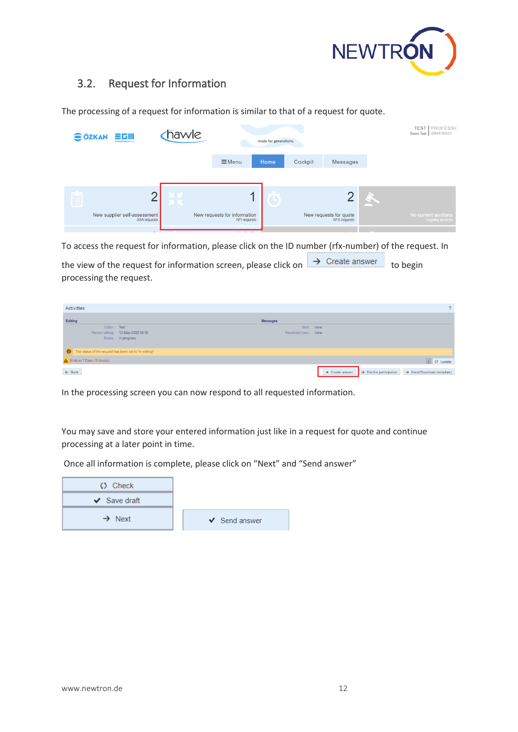## 3.2. Request for Information

The processing of a request for information is similar to that of a request for quote.

To access the request for information, please click on the ID number (rfx-number) of the request. In the view of the request for information screen, please click on "Create answer" to begin processing the request.

In the processing screen you can now respond to all requested information.

You may save and store your entered information just like in a request for quote and continue processing at a later point in time.

Once all information is complete, please click on "Next" and "Send answer"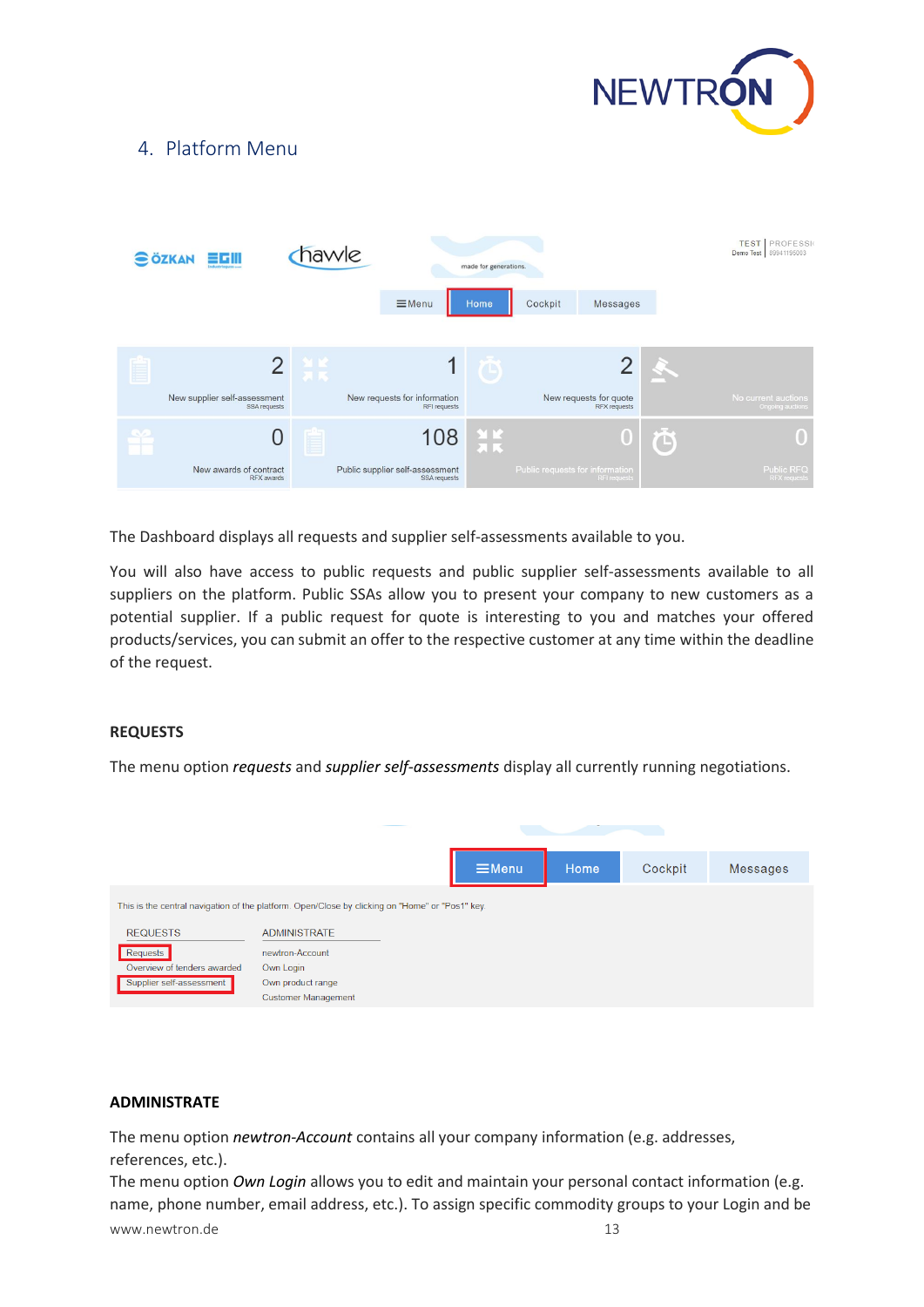## 4. Platform Menu

The Dashboard displays all requests and supplier self-assessments available to you.

You will also have access to public requests and public supplier self-assessments available to all suppliers on the platform. Public SSAs allow you to present your company to new customers as a potential supplier. If a public request for quote is interesting to you and matches your offered products/services, you can submit an offer to the respective customer at any time within the deadline of the request.

**REQUESTS**

The menu option *requests* and *supplier self-assessments* display all currently running negotiations.

**ADMINISTRATE**

The menu option *newtron-Account* contains all your company information (e.g. addresses, references, etc.).

The menu option *Own Login* allows you to edit and maintain your personal contact information (e.g. name, phone number, email address, etc.). To assign specific commodity groups to your Login and be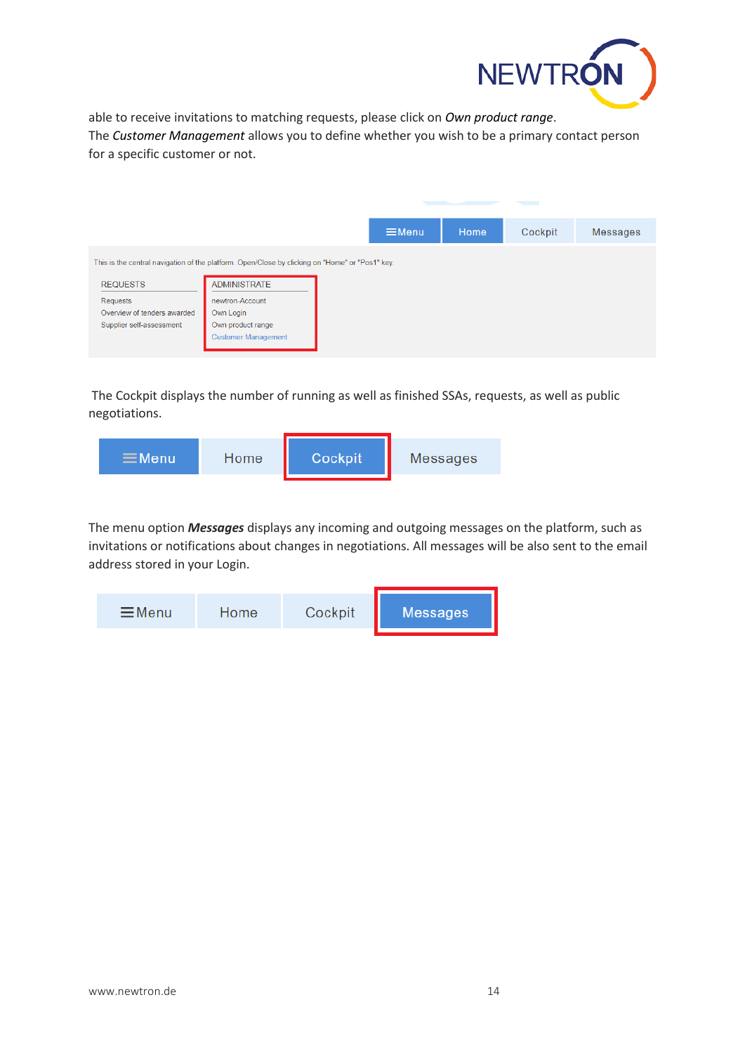able to receive invitations to matching requests, please click on *Own product range*.
The *Customer Management* allows you to define whether you wish to be a primary contact person for a specific customer or not.

≡Menu | Home | Cockpit | Messages

This is the central navigation of the platform. Open/Close by clicking on "Home" or "Pos1" key.

| REQUESTS | ADMINISTRATE |
| --- | --- |
| Requests | newtron-Account |
| Overview of tenders awarded | Own Login |
| Supplier self-assessment | Own product range |
| | Customer Management |

The Cockpit displays the number of running as well as finished SSAs, requests, as well as public negotiations.

≡Menu | Home | Cockpit | Messages

The menu option ***Messages*** displays any incoming and outgoing messages on the platform, such as invitations or notifications about changes in negotiations. All messages will be also sent to the email address stored in your Login.

≡Menu | Home | Cockpit | Messages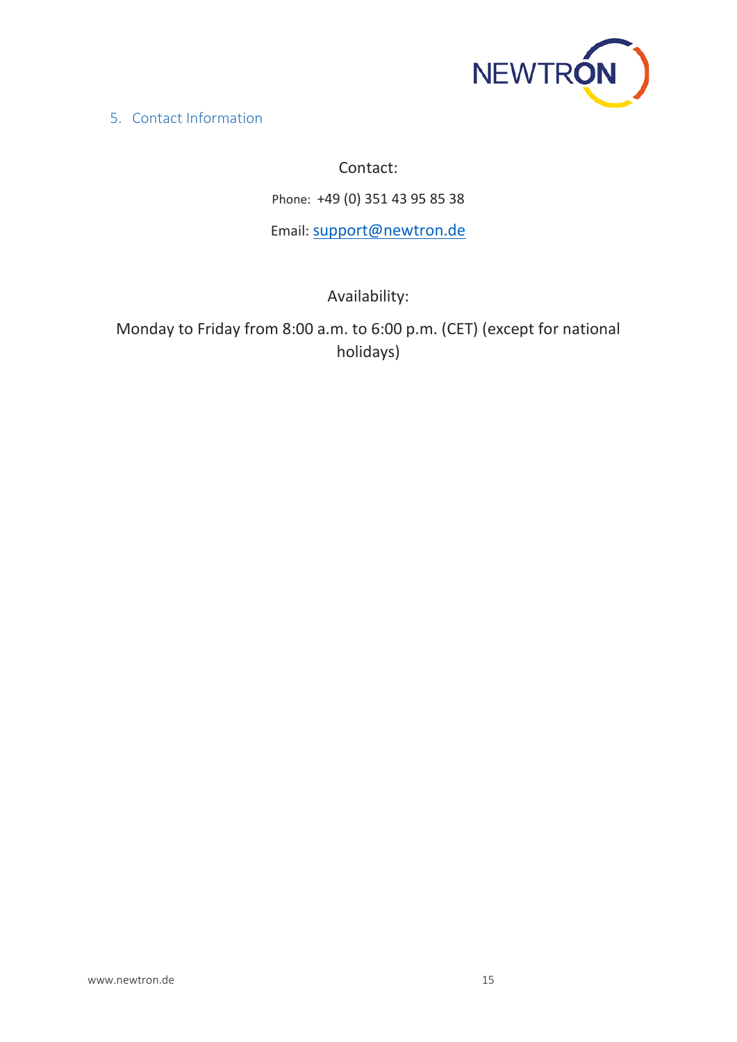## 5. Contact Information

Contact:

Phone: +49 (0) 351 43 95 85 38

Email: support@newtron.de

Availability:

Monday to Friday from 8:00 a.m. to 6:00 p.m. (CET) (except for national holidays)